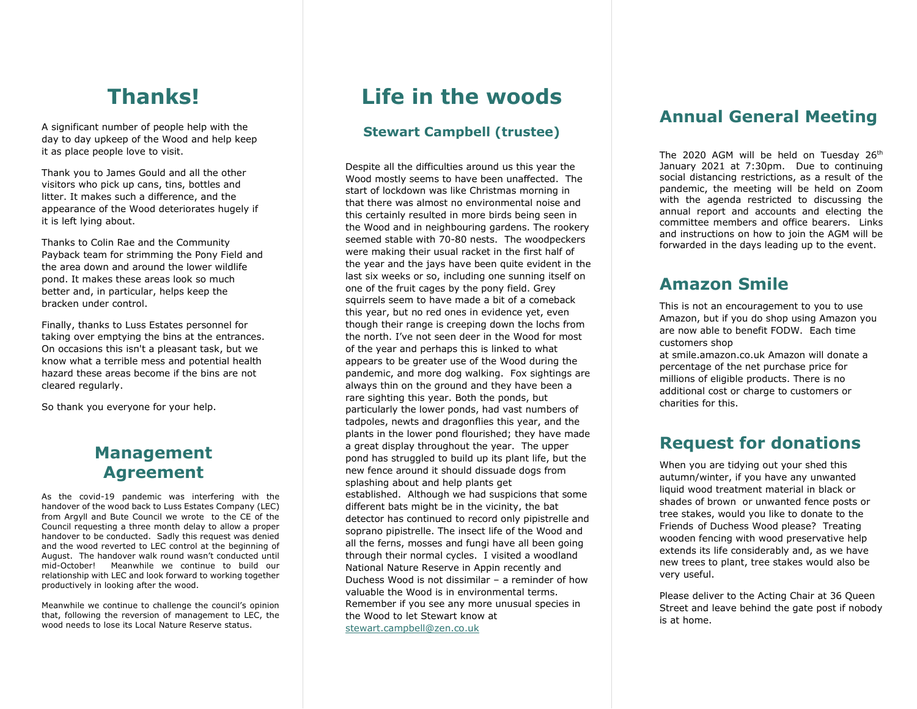# Thanks!

A significant number of people help with the day to day upkeep of the Wood and help keep it as place people love to visit.

Thank you to James Gould and all the other visitors who pick up cans, tins, bottles and litter. It makes such a difference, and the appearance of the Wood deteriorates hugely if it is left lying about.

Thanks to Colin Rae and the Community Payback team for strimming the Pony Field and the area down and around the lower wildlife pond. It makes these areas look so much better and, in particular, helps keep the bracken under control.

Finally, thanks to Luss Estates personnel for taking over emptying the bins at the entrances. On occasions this isn't a pleasant task, but we know what a terrible mess and potential health hazard these areas become if the bins are not cleared regularly.

So thank you everyone for your help.

## Management Agreement

As the covid-19 pandemic was interfering with the handover of the wood back to Luss Estates Company (LEC) from Argyll and Bute Council we wrote to the CE of the Council requesting a three month delay to allow a proper handover to be conducted. Sadly this request was denied and the wood reverted to LEC control at the beginning of August. The handover walk round wasn't conducted until mid-October! Meanwhile we continue to build our relationship with LEC and look forward to working together productively in looking after the wood.

Meanwhile we continue to challenge the council's opinion that, following the reversion of management to LEC, the wood needs to lose its Local Nature Reserve status.

# Life in the woods

### Stewart Campbell (trustee)

Despite all the difficulties around us this year the Wood mostly seems to have been unaffected. The start of lockdown was like Christmas morning in that there was almost no environmental noise and this certainly resulted in more birds being seen in the Wood and in neighbouring gardens. The rookery seemed stable with 70-80 nests. The woodpeckers were making their usual racket in the first half of the year and the jays have been quite evident in the last six weeks or so, including one sunning itself on one of the fruit cages by the pony field. Grey squirrels seem to have made a bit of a comeback this year, but no red ones in evidence yet, even though their range is creeping down the lochs from the north. I've not seen deer in the Wood for most of the year and perhaps this is linked to what appears to be greater use of the Wood during the pandemic, and more dog walking. Fox sightings are always thin on the ground and they have been a rare sighting this year. Both the ponds, but particularly the lower ponds, had vast numbers of tadpoles, newts and dragonflies this year, and the plants in the lower pond flourished; they have made a great display throughout the year. The upper pond has struggled to build up its plant life, but the new fence around it should dissuade dogs from splashing about and help plants get established. Although we had suspicions that some different bats might be in the vicinity, the bat detector has continued to record only pipistrelle and soprano pipistrelle. The insect life of the Wood and all the ferns, mosses and fungi have all been going through their normal cycles. I visited a woodland National Nature Reserve in Appin recently and Duchess Wood is not dissimilar – a reminder of how valuable the Wood is in environmental terms. Remember if you see any more unusual species in the Wood to let Stewart know at stewart.campbell@zen.co.uk

## Annual General Meeting

The 2020 AGM will be held on Tuesday 26th January 2021 at 7:30pm. Due to continuing social distancing restrictions, as a result of the pandemic, the meeting will be held on Zoom with the agenda restricted to discussing the annual report and accounts and electing the committee members and office bearers. Links and instructions on how to join the AGM will be forwarded in the days leading up to the event.

## Amazon Smile

This is not an encouragement to you to use Amazon, but if you do shop using Amazon you are now able to benefit FODW. Each time customers shop at smile.amazon.co.uk Amazon will donate a percentage of the net purchase price for millions of eligible products. There is no additional cost or charge to customers or charities for this.

## Request for donations

When you are tidying out your shed this autumn/winter, if you have any unwanted liquid wood treatment material in black or shades of brown or unwanted fence posts or tree stakes, would you like to donate to the Friends of Duchess Wood please? Treating wooden fencing with wood preservative help extends its life considerably and, as we have new trees to plant, tree stakes would also be very useful.

Please deliver to the Acting Chair at 36 Queen Street and leave behind the gate post if nobody is at home.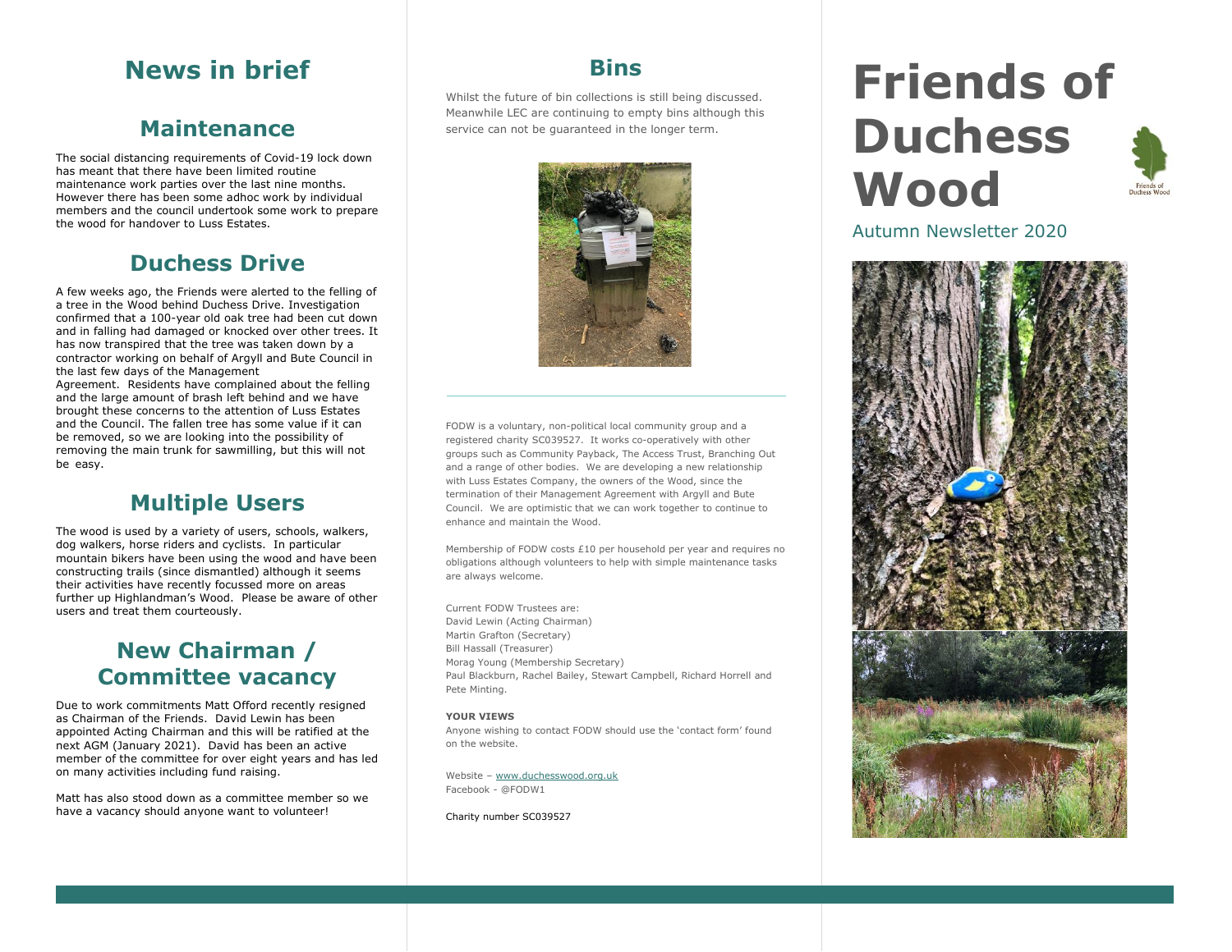# News in brief

## Maintenance

The social distancing requirements of Covid-19 lock down has meant that there have been limited routine maintenance work parties over the last nine months. However there has been some adhoc work by individual members and the council undertook some work to prepare the wood for handover to Luss Estates.

## Duchess Drive

A few weeks ago, the Friends were alerted to the felling of a tree in the Wood behind Duchess Drive. Investigation confirmed that a 100-year old oak tree had been cut down and in falling had damaged or knocked over other trees. It has now transpired that the tree was taken down by a contractor working on behalf of Argyll and Bute Council in the last few days of the Management Agreement. Residents have complained about the felling and the large amount of brash left behind and we have brought these concerns to the attention of Luss Estates and the Council. The fallen tree has some value if it can be removed, so we are looking into the possibility of removing the main trunk for sawmilling, but this will not be easy.

## Multiple Users

The wood is used by a variety of users, schools, walkers, dog walkers, horse riders and cyclists. In particular mountain bikers have been using the wood and have been constructing trails (since dismantled) although it seems their activities have recently focussed more on areas further up Highlandman's Wood. Please be aware of other users and treat them courteously.

## New Chairman / Committee vacancy

Due to work commitments Matt Offord recently resigned as Chairman of the Friends. David Lewin has been appointed Acting Chairman and this will be ratified at the next AGM (January 2021). David has been an active member of the committee for over eight years and has led on many activities including fund raising.

Matt has also stood down as a committee member so we have a vacancy should anyone want to volunteer!

## Bins

Whilst the future of bin collections is still being discussed. Meanwhile LEC are continuing to empty bins although this service can not be guaranteed in the longer term.

---

FODW is a voluntary, non-political local community group and a registered charity SC039527. It works co-operatively with other groups such as Community Payback, The Access Trust, Branching Out and a range of other bodies. We are developing a new relationship with Luss Estates Company, the owners of the Wood, since the termination of their Management Agreement with Argyll and Bute Council. We are optimistic that we can work together to continue to enhance and maintain the Wood.

Membership of FODW costs £10 per household per year and requires no obligations although volunteers to help with simple maintenance tasks are always welcome.

Current FODW Trustees are:
David Lewin (Acting Chairman)
Martin Grafton (Secretary)
Bill Hassall (Treasurer)
Morag Young (Membership Secretary)
Paul Blackburn, Rachel Bailey, Stewart Campbell, Richard Horrell and Pete Minting.

**YOUR VIEWS**

Anyone wishing to contact FODW should use the 'contact form' found on the website.

Website – www.duchesswood.org.uk
Facebook - @FODW1

Charity number SC039527

# Friends of Duchess Wood

Friends of Duchess Wood

Autumn Newsletter 2020